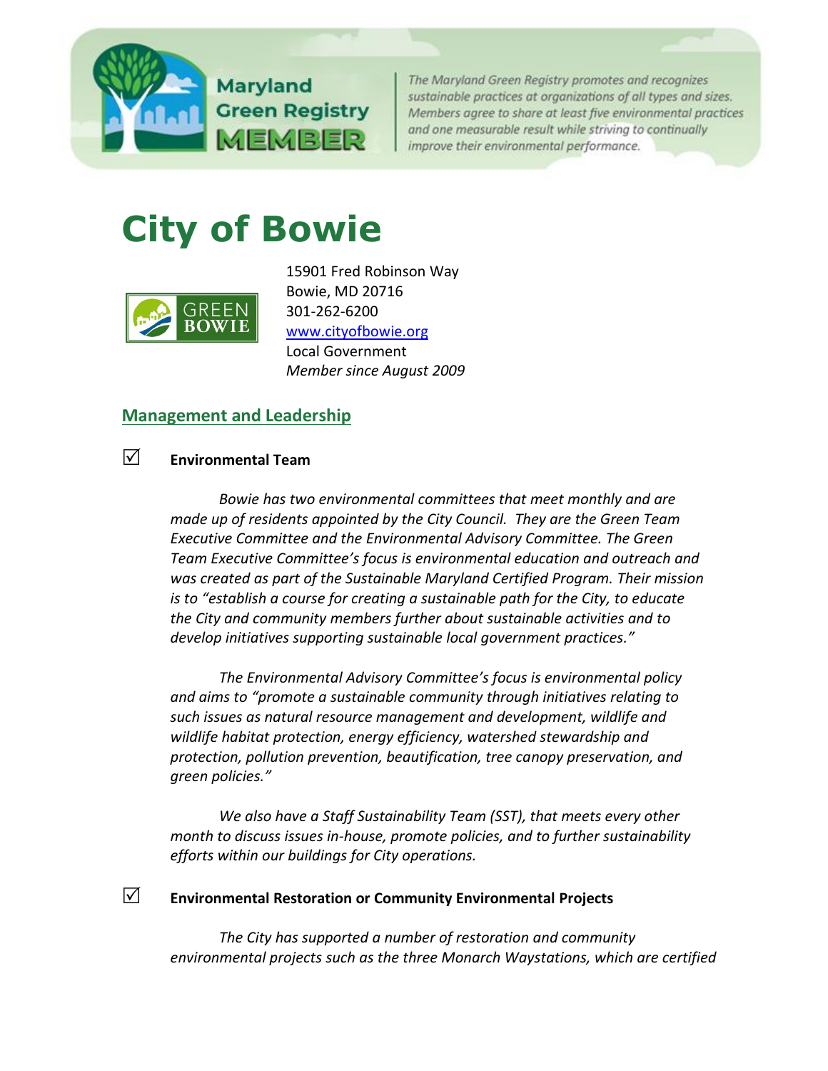Maryland Green Registry MEMBER

*The Maryland Green Registry promotes and recognizes sustainable practices at organizations of all types and sizes. Members agree to share at least five environmental practices and one measurable result while striving to continually improve their environmental performance.*

# City of Bowie

15901 Fred Robinson Way
Bowie, MD 20716
301-262-6200
www.cityofbowie.org
Local Government
*Member since August 2009*

## Management and Leadership

☑ **Environmental Team**

*Bowie has two environmental committees that meet monthly and are made up of residents appointed by the City Council. They are the Green Team Executive Committee and the Environmental Advisory Committee. The Green Team Executive Committee's focus is environmental education and outreach and was created as part of the Sustainable Maryland Certified Program. Their mission is to "establish a course for creating a sustainable path for the City, to educate the City and community members further about sustainable activities and to develop initiatives supporting sustainable local government practices."*

*The Environmental Advisory Committee's focus is environmental policy and aims to "promote a sustainable community through initiatives relating to such issues as natural resource management and development, wildlife and wildlife habitat protection, energy efficiency, watershed stewardship and protection, pollution prevention, beautification, tree canopy preservation, and green policies."*

*We also have a Staff Sustainability Team (SST), that meets every other month to discuss issues in-house, promote policies, and to further sustainability efforts within our buildings for City operations.*

☑ **Environmental Restoration or Community Environmental Projects**

*The City has supported a number of restoration and community environmental projects such as the three Monarch Waystations, which are certified*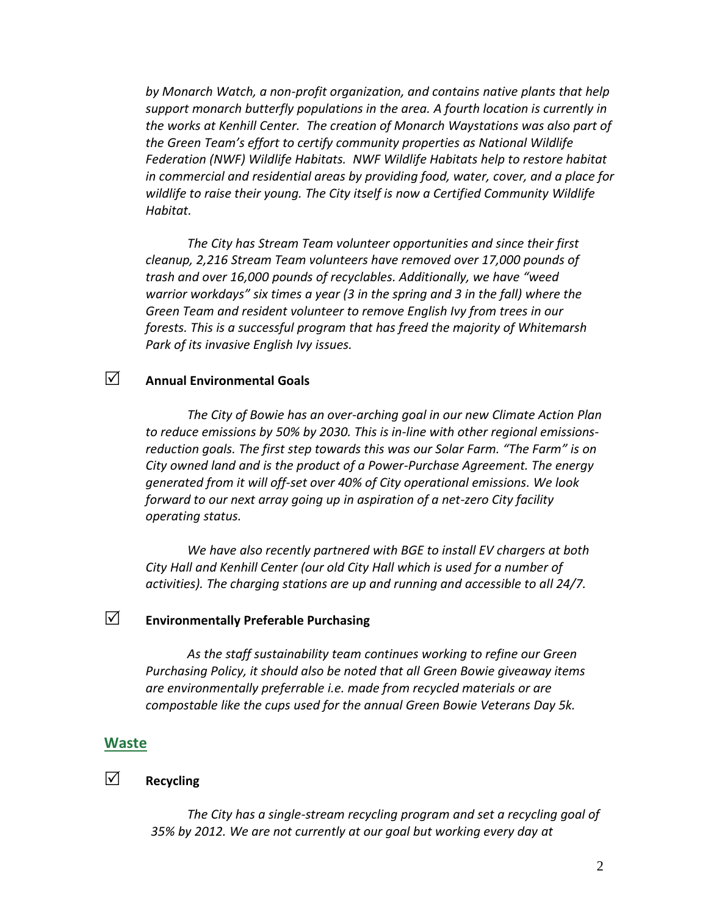*by Monarch Watch, a non-profit organization, and contains native plants that help support monarch butterfly populations in the area. A fourth location is currently in the works at Kenhill Center. The creation of Monarch Waystations was also part of the Green Team's effort to certify community properties as National Wildlife Federation (NWF) Wildlife Habitats. NWF Wildlife Habitats help to restore habitat in commercial and residential areas by providing food, water, cover, and a place for wildlife to raise their young. The City itself is now a Certified Community Wildlife Habitat.*

*The City has Stream Team volunteer opportunities and since their first cleanup, 2,216 Stream Team volunteers have removed over 17,000 pounds of trash and over 16,000 pounds of recyclables. Additionally, we have "weed warrior workdays" six times a year (3 in the spring and 3 in the fall) where the Green Team and resident volunteer to remove English Ivy from trees in our forests. This is a successful program that has freed the majority of Whitemarsh Park of its invasive English Ivy issues.*

☑ **Annual Environmental Goals**

*The City of Bowie has an over-arching goal in our new Climate Action Plan to reduce emissions by 50% by 2030. This is in-line with other regional emissions-reduction goals. The first step towards this was our Solar Farm. "The Farm" is on City owned land and is the product of a Power-Purchase Agreement. The energy generated from it will off-set over 40% of City operational emissions. We look forward to our next array going up in aspiration of a net-zero City facility operating status.*

*We have also recently partnered with BGE to install EV chargers at both City Hall and Kenhill Center (our old City Hall which is used for a number of activities). The charging stations are up and running and accessible to all 24/7.*

☑ **Environmentally Preferable Purchasing**

*As the staff sustainability team continues working to refine our Green Purchasing Policy, it should also be noted that all Green Bowie giveaway items are environmentally preferrable i.e. made from recycled materials or are compostable like the cups used for the annual Green Bowie Veterans Day 5k.*

## Waste

☑ **Recycling**

*The City has a single-stream recycling program and set a recycling goal of 35% by 2012. We are not currently at our goal but working every day at*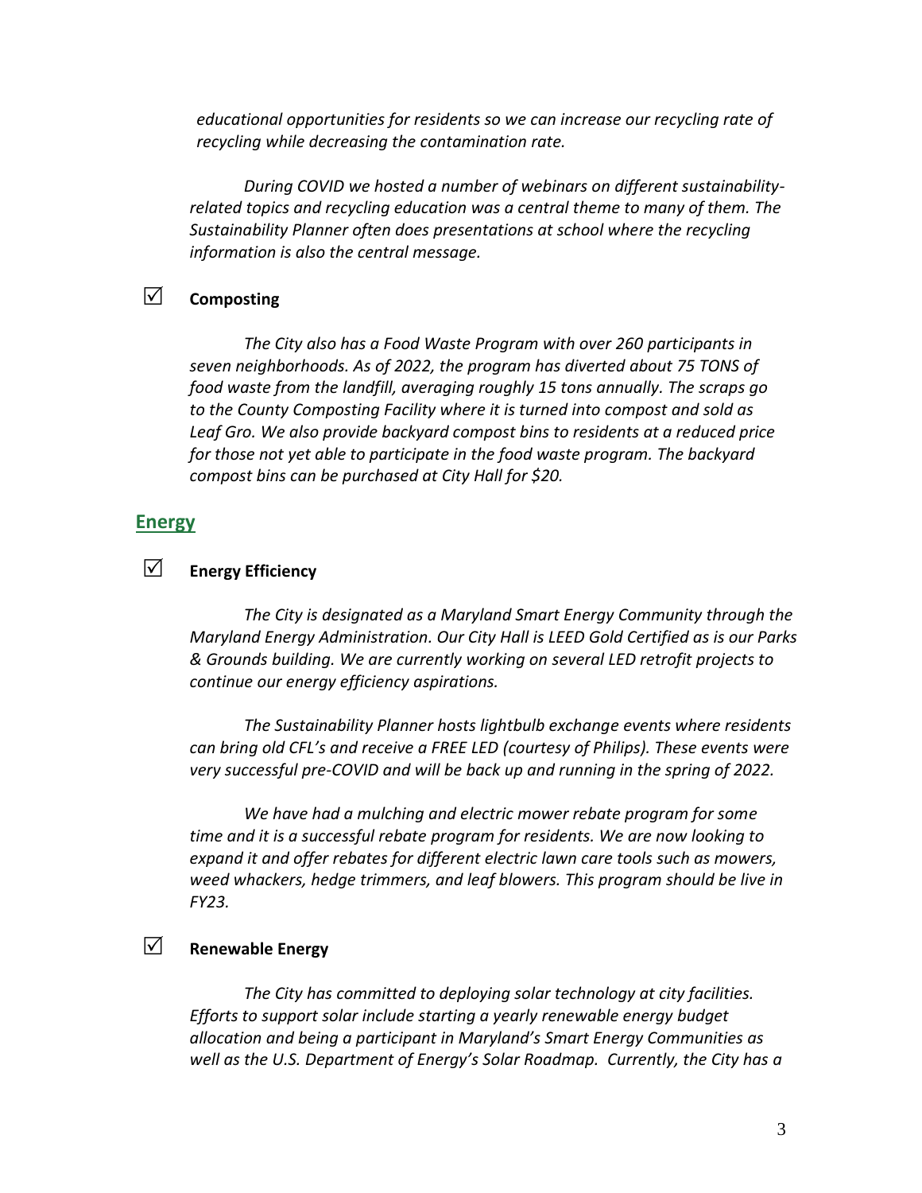*educational opportunities for residents so we can increase our recycling rate of recycling while decreasing the contamination rate.*

*During COVID we hosted a number of webinars on different sustainability-related topics and recycling education was a central theme to many of them. The Sustainability Planner often does presentations at school where the recycling information is also the central message.*

☑ **Composting**

*The City also has a Food Waste Program with over 260 participants in seven neighborhoods. As of 2022, the program has diverted about 75 TONS of food waste from the landfill, averaging roughly 15 tons annually. The scraps go to the County Composting Facility where it is turned into compost and sold as Leaf Gro. We also provide backyard compost bins to residents at a reduced price for those not yet able to participate in the food waste program. The backyard compost bins can be purchased at City Hall for $20.*

## Energy

☑ **Energy Efficiency**

*The City is designated as a Maryland Smart Energy Community through the Maryland Energy Administration. Our City Hall is LEED Gold Certified as is our Parks & Grounds building. We are currently working on several LED retrofit projects to continue our energy efficiency aspirations.*

*The Sustainability Planner hosts lightbulb exchange events where residents can bring old CFL's and receive a FREE LED (courtesy of Philips). These events were very successful pre-COVID and will be back up and running in the spring of 2022.*

*We have had a mulching and electric mower rebate program for some time and it is a successful rebate program for residents. We are now looking to expand it and offer rebates for different electric lawn care tools such as mowers, weed whackers, hedge trimmers, and leaf blowers. This program should be live in FY23.*

☑ **Renewable Energy**

*The City has committed to deploying solar technology at city facilities. Efforts to support solar include starting a yearly renewable energy budget allocation and being a participant in Maryland's Smart Energy Communities as well as the U.S. Department of Energy's Solar Roadmap. Currently, the City has a*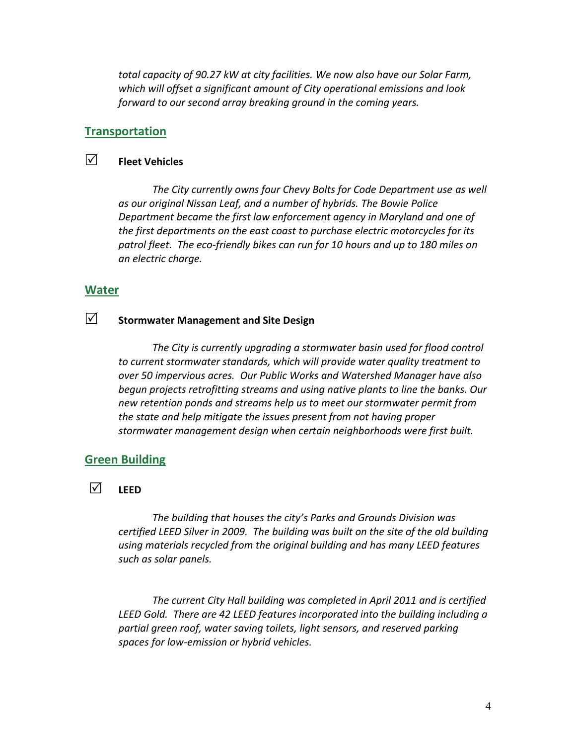*total capacity of 90.27 kW at city facilities. We now also have our Solar Farm, which will offset a significant amount of City operational emissions and look forward to our second array breaking ground in the coming years.*

## Transportation

☑ **Fleet Vehicles**

*The City currently owns four Chevy Bolts for Code Department use as well as our original Nissan Leaf, and a number of hybrids. The Bowie Police Department became the first law enforcement agency in Maryland and one of the first departments on the east coast to purchase electric motorcycles for its patrol fleet. The eco-friendly bikes can run for 10 hours and up to 180 miles on an electric charge.*

## Water

☑ **Stormwater Management and Site Design**

*The City is currently upgrading a stormwater basin used for flood control to current stormwater standards, which will provide water quality treatment to over 50 impervious acres. Our Public Works and Watershed Manager have also begun projects retrofitting streams and using native plants to line the banks. Our new retention ponds and streams help us to meet our stormwater permit from the state and help mitigate the issues present from not having proper stormwater management design when certain neighborhoods were first built.*

## Green Building

☑ **LEED**

*The building that houses the city's Parks and Grounds Division was certified LEED Silver in 2009. The building was built on the site of the old building using materials recycled from the original building and has many LEED features such as solar panels.*

*The current City Hall building was completed in April 2011 and is certified LEED Gold. There are 42 LEED features incorporated into the building including a partial green roof, water saving toilets, light sensors, and reserved parking spaces for low-emission or hybrid vehicles.*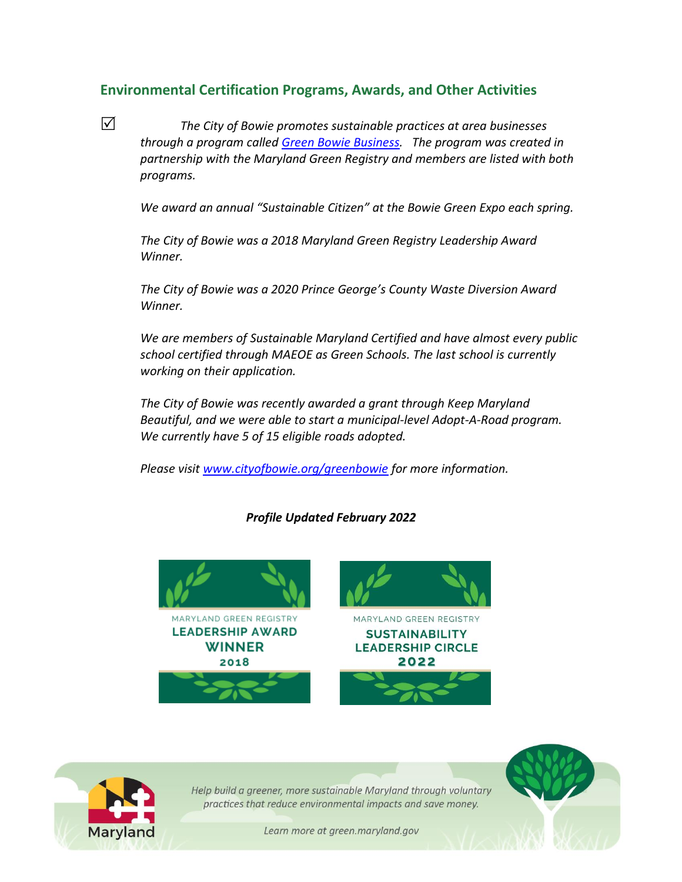## Environmental Certification Programs, Awards, and Other Activities

☑ *The City of Bowie promotes sustainable practices at area businesses through a program called [Green Bowie Business](). The program was created in partnership with the Maryland Green Registry and members are listed with both programs.*

*We award an annual "Sustainable Citizen" at the Bowie Green Expo each spring.*

*The City of Bowie was a 2018 Maryland Green Registry Leadership Award Winner.*

*The City of Bowie was a 2020 Prince George's County Waste Diversion Award Winner.*

*We are members of Sustainable Maryland Certified and have almost every public school certified through MAEOE as Green Schools. The last school is currently working on their application.*

*The City of Bowie was recently awarded a grant through Keep Maryland Beautiful, and we were able to start a municipal-level Adopt-A-Road program. We currently have 5 of 15 eligible roads adopted.*

*Please visit [www.cityofbowie.org/greenbowie]() for more information.*

***Profile Updated February 2022***

MARYLAND GREEN REGISTRY
LEADERSHIP AWARD
WINNER
2018

MARYLAND GREEN REGISTRY
SUSTAINABILITY
LEADERSHIP CIRCLE
2022

Maryland

*Help build a greener, more sustainable Maryland through voluntary practices that reduce environmental impacts and save money.*

*Learn more at green.maryland.gov*